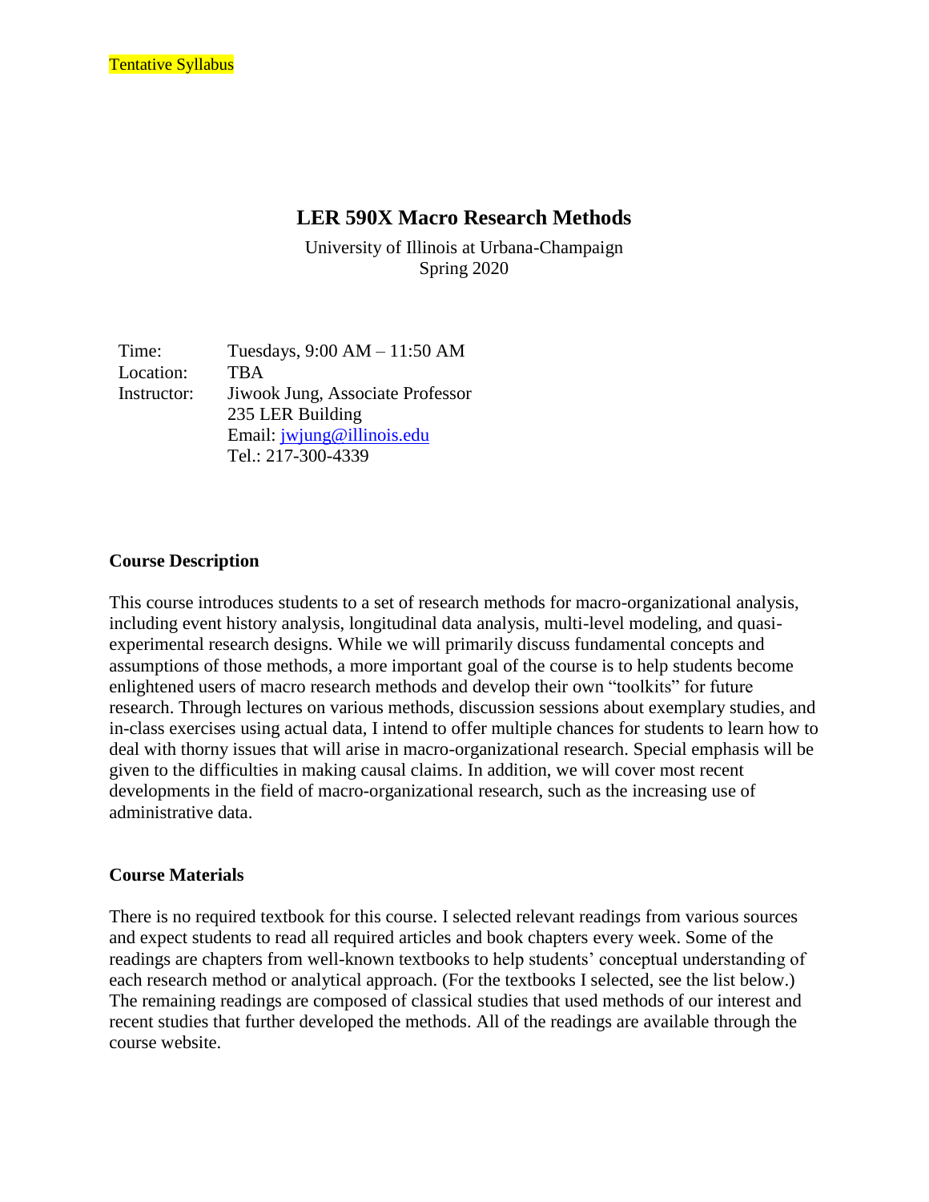Tentative Syllabus

# LER 590X Macro Research Methods

University of Illinois at Urbana-Champaign
Spring 2020

| | |
|---|---|
| Time: | Tuesdays, 9:00 AM – 11:50 AM |
| Location: | TBA |
| Instructor: | Jiwook Jung, Associate Professor<br>235 LER Building<br>Email: jwjung@illinois.edu<br>Tel.: 217-300-4339 |

## Course Description

This course introduces students to a set of research methods for macro-organizational analysis, including event history analysis, longitudinal data analysis, multi-level modeling, and quasi-experimental research designs. While we will primarily discuss fundamental concepts and assumptions of those methods, a more important goal of the course is to help students become enlightened users of macro research methods and develop their own "toolkits" for future research. Through lectures on various methods, discussion sessions about exemplary studies, and in-class exercises using actual data, I intend to offer multiple chances for students to learn how to deal with thorny issues that will arise in macro-organizational research. Special emphasis will be given to the difficulties in making causal claims. In addition, we will cover most recent developments in the field of macro-organizational research, such as the increasing use of administrative data.

## Course Materials

There is no required textbook for this course. I selected relevant readings from various sources and expect students to read all required articles and book chapters every week. Some of the readings are chapters from well-known textbooks to help students' conceptual understanding of each research method or analytical approach. (For the textbooks I selected, see the list below.) The remaining readings are composed of classical studies that used methods of our interest and recent studies that further developed the methods. All of the readings are available through the course website.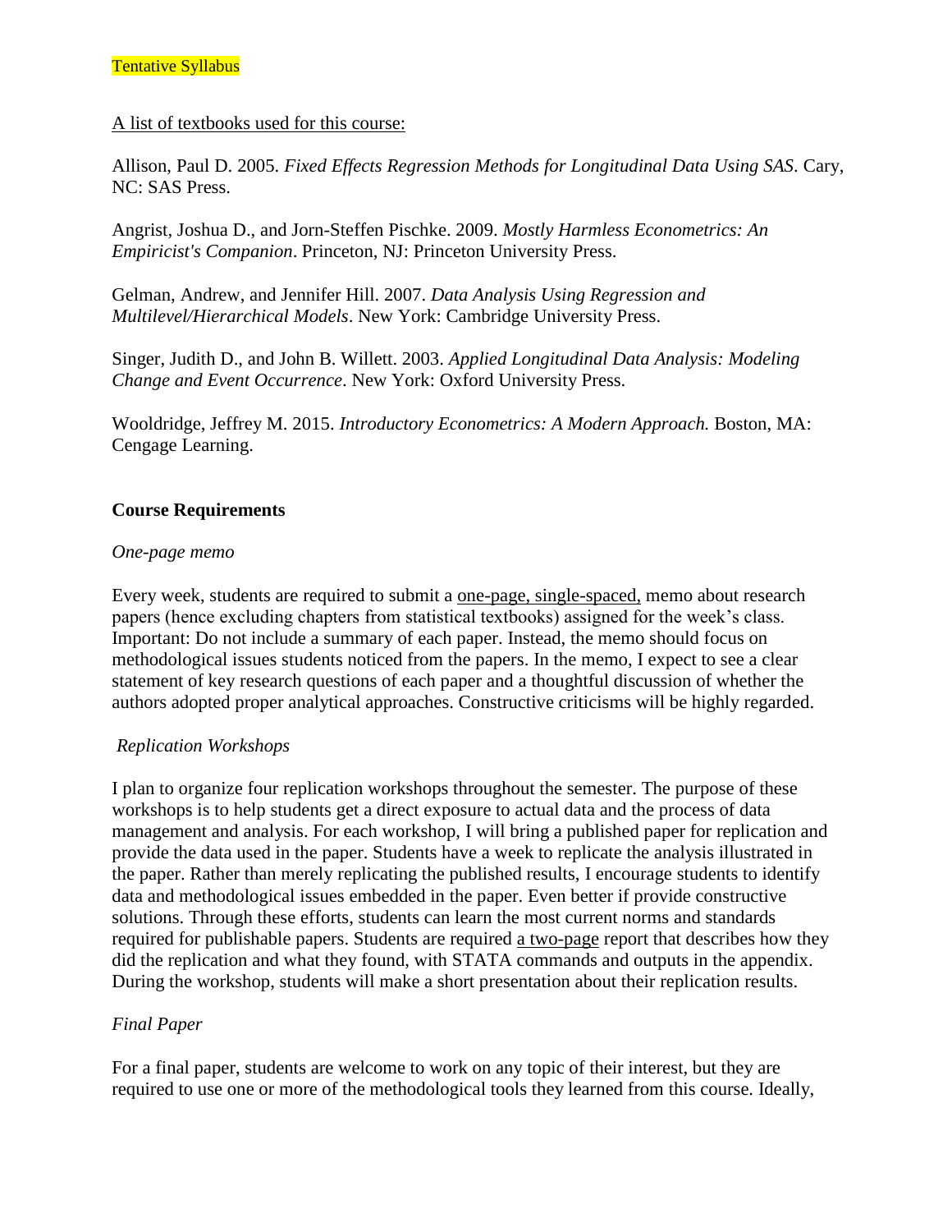Tentative Syllabus

A list of textbooks used for this course:

Allison, Paul D. 2005. *Fixed Effects Regression Methods for Longitudinal Data Using SAS*. Cary, NC: SAS Press.

Angrist, Joshua D., and Jorn-Steffen Pischke. 2009. *Mostly Harmless Econometrics: An Empiricist's Companion*. Princeton, NJ: Princeton University Press.

Gelman, Andrew, and Jennifer Hill. 2007. *Data Analysis Using Regression and Multilevel/Hierarchical Models*. New York: Cambridge University Press.

Singer, Judith D., and John B. Willett. 2003. *Applied Longitudinal Data Analysis: Modeling Change and Event Occurrence*. New York: Oxford University Press.

Wooldridge, Jeffrey M. 2015. *Introductory Econometrics: A Modern Approach.* Boston, MA: Cengage Learning.

**Course Requirements**

*One-page memo*

Every week, students are required to submit a one-page, single-spaced, memo about research papers (hence excluding chapters from statistical textbooks) assigned for the week's class. Important: Do not include a summary of each paper. Instead, the memo should focus on methodological issues students noticed from the papers. In the memo, I expect to see a clear statement of key research questions of each paper and a thoughtful discussion of whether the authors adopted proper analytical approaches. Constructive criticisms will be highly regarded.

*Replication Workshops*

I plan to organize four replication workshops throughout the semester. The purpose of these workshops is to help students get a direct exposure to actual data and the process of data management and analysis. For each workshop, I will bring a published paper for replication and provide the data used in the paper. Students have a week to replicate the analysis illustrated in the paper. Rather than merely replicating the published results, I encourage students to identify data and methodological issues embedded in the paper. Even better if provide constructive solutions. Through these efforts, students can learn the most current norms and standards required for publishable papers. Students are required a two-page report that describes how they did the replication and what they found, with STATA commands and outputs in the appendix. During the workshop, students will make a short presentation about their replication results.

*Final Paper*

For a final paper, students are welcome to work on any topic of their interest, but they are required to use one or more of the methodological tools they learned from this course. Ideally,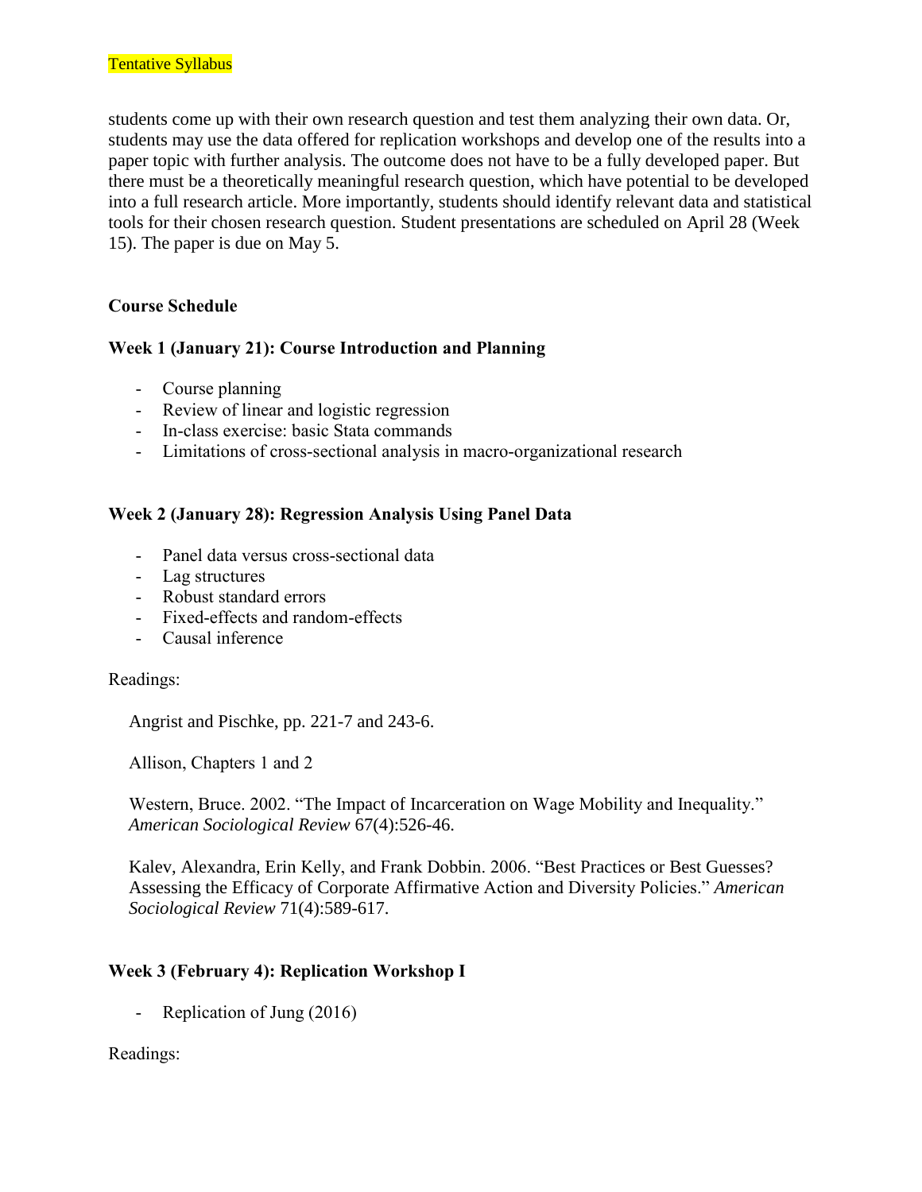Tentative Syllabus

students come up with their own research question and test them analyzing their own data. Or, students may use the data offered for replication workshops and develop one of the results into a paper topic with further analysis. The outcome does not have to be a fully developed paper. But there must be a theoretically meaningful research question, which have potential to be developed into a full research article. More importantly, students should identify relevant data and statistical tools for their chosen research question. Student presentations are scheduled on April 28 (Week 15). The paper is due on May 5.

**Course Schedule**

**Week 1 (January 21): Course Introduction and Planning**

- Course planning
- Review of linear and logistic regression
- In-class exercise: basic Stata commands
- Limitations of cross-sectional analysis in macro-organizational research

**Week 2 (January 28): Regression Analysis Using Panel Data**

- Panel data versus cross-sectional data
- Lag structures
- Robust standard errors
- Fixed-effects and random-effects
- Causal inference

Readings:

Angrist and Pischke, pp. 221-7 and 243-6.

Allison, Chapters 1 and 2

Western, Bruce. 2002. "The Impact of Incarceration on Wage Mobility and Inequality." *American Sociological Review* 67(4):526-46.

Kalev, Alexandra, Erin Kelly, and Frank Dobbin. 2006. "Best Practices or Best Guesses? Assessing the Efficacy of Corporate Affirmative Action and Diversity Policies." *American Sociological Review* 71(4):589-617.

**Week 3 (February 4): Replication Workshop I**

- Replication of Jung (2016)

Readings: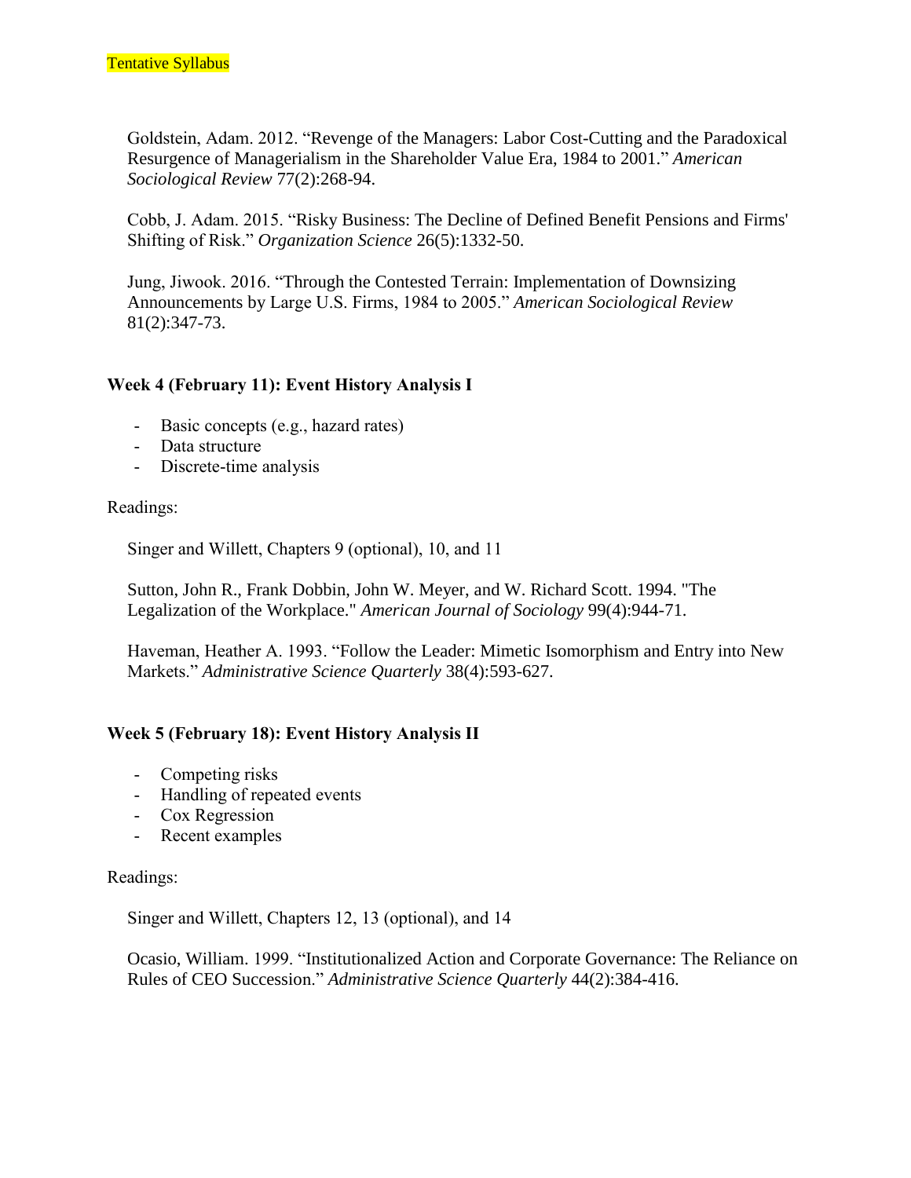Tentative Syllabus

Goldstein, Adam. 2012. "Revenge of the Managers: Labor Cost-Cutting and the Paradoxical Resurgence of Managerialism in the Shareholder Value Era, 1984 to 2001." *American Sociological Review* 77(2):268-94.

Cobb, J. Adam. 2015. "Risky Business: The Decline of Defined Benefit Pensions and Firms' Shifting of Risk." *Organization Science* 26(5):1332-50.

Jung, Jiwook. 2016. "Through the Contested Terrain: Implementation of Downsizing Announcements by Large U.S. Firms, 1984 to 2005." *American Sociological Review* 81(2):347-73.

### Week 4 (February 11): Event History Analysis I

- Basic concepts (e.g., hazard rates)
- Data structure
- Discrete-time analysis

Readings:

Singer and Willett, Chapters 9 (optional), 10, and 11

Sutton, John R., Frank Dobbin, John W. Meyer, and W. Richard Scott. 1994. "The Legalization of the Workplace." *American Journal of Sociology* 99(4):944-71.

Haveman, Heather A. 1993. "Follow the Leader: Mimetic Isomorphism and Entry into New Markets." *Administrative Science Quarterly* 38(4):593-627.

### Week 5 (February 18): Event History Analysis II

- Competing risks
- Handling of repeated events
- Cox Regression
- Recent examples

Readings:

Singer and Willett, Chapters 12, 13 (optional), and 14

Ocasio, William. 1999. "Institutionalized Action and Corporate Governance: The Reliance on Rules of CEO Succession." *Administrative Science Quarterly* 44(2):384-416.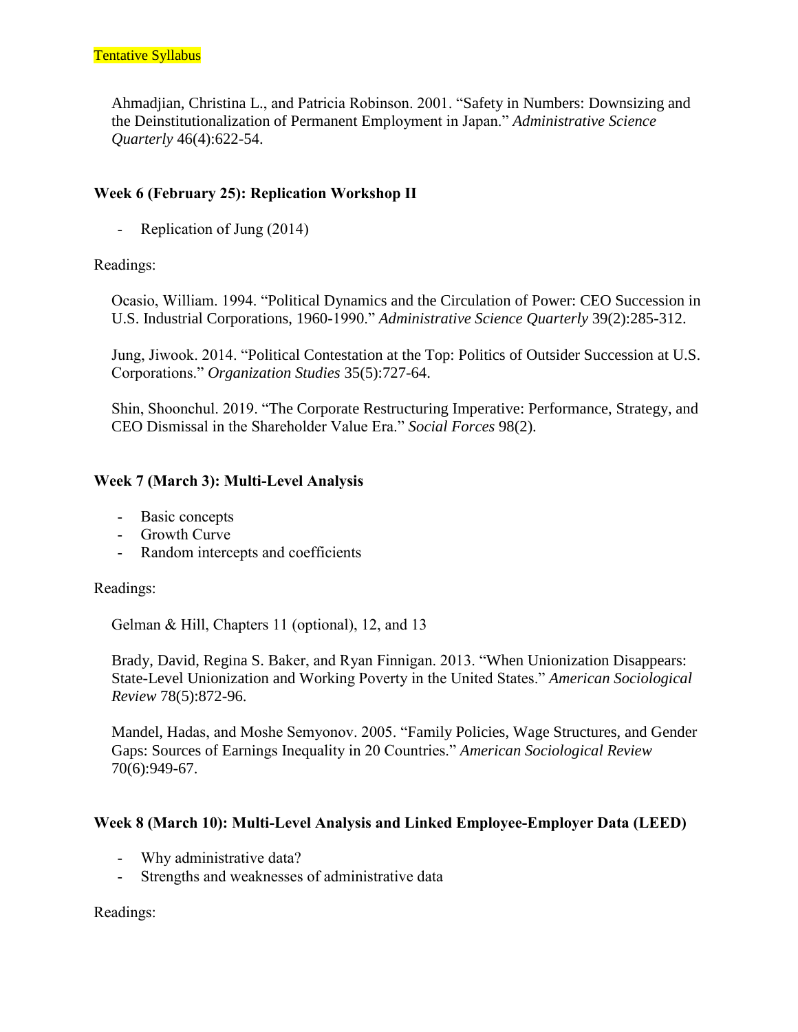Tentative Syllabus

Ahmadjian, Christina L., and Patricia Robinson. 2001. "Safety in Numbers: Downsizing and the Deinstitutionalization of Permanent Employment in Japan." *Administrative Science Quarterly* 46(4):622-54.

**Week 6 (February 25): Replication Workshop II**

- Replication of Jung (2014)

Readings:

Ocasio, William. 1994. "Political Dynamics and the Circulation of Power: CEO Succession in U.S. Industrial Corporations, 1960-1990." *Administrative Science Quarterly* 39(2):285-312.

Jung, Jiwook. 2014. "Political Contestation at the Top: Politics of Outsider Succession at U.S. Corporations." *Organization Studies* 35(5):727-64.

Shin, Shoonchul. 2019. "The Corporate Restructuring Imperative: Performance, Strategy, and CEO Dismissal in the Shareholder Value Era." *Social Forces* 98(2).

**Week 7 (March 3): Multi-Level Analysis**

- Basic concepts
- Growth Curve
- Random intercepts and coefficients

Readings:

Gelman & Hill, Chapters 11 (optional), 12, and 13

Brady, David, Regina S. Baker, and Ryan Finnigan. 2013. "When Unionization Disappears: State-Level Unionization and Working Poverty in the United States." *American Sociological Review* 78(5):872-96.

Mandel, Hadas, and Moshe Semyonov. 2005. "Family Policies, Wage Structures, and Gender Gaps: Sources of Earnings Inequality in 20 Countries." *American Sociological Review* 70(6):949-67.

**Week 8 (March 10): Multi-Level Analysis and Linked Employee-Employer Data (LEED)**

- Why administrative data?
- Strengths and weaknesses of administrative data

Readings: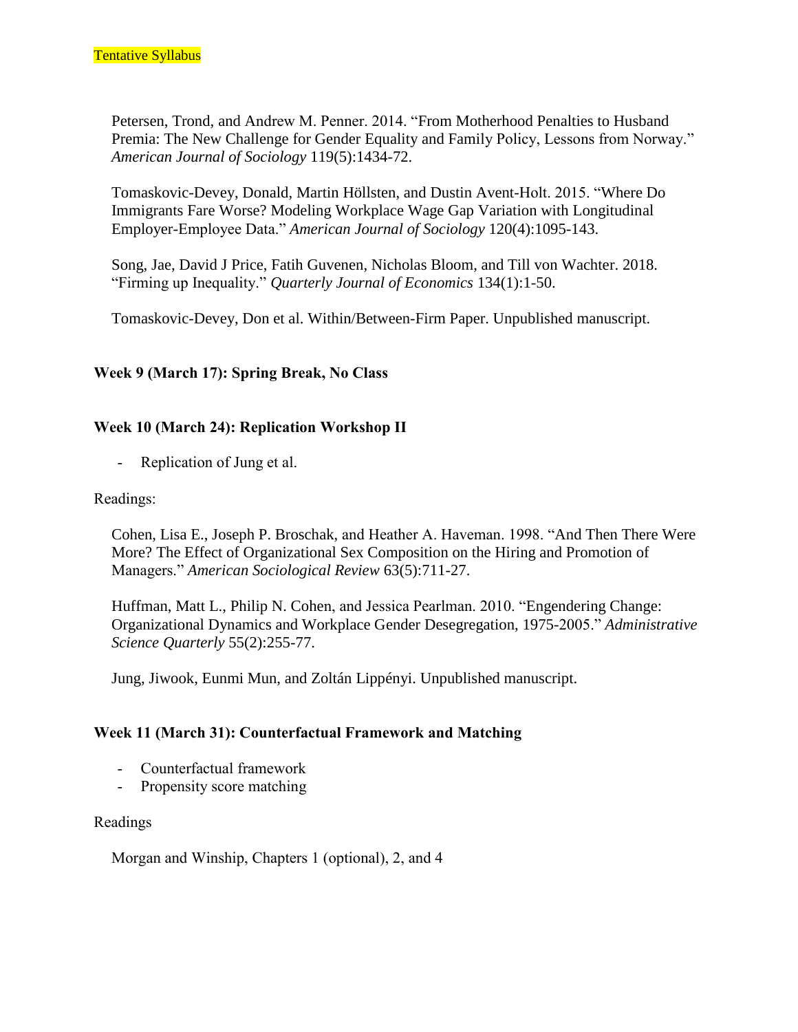Tentative Syllabus

Petersen, Trond, and Andrew M. Penner. 2014. "From Motherhood Penalties to Husband Premia: The New Challenge for Gender Equality and Family Policy, Lessons from Norway." *American Journal of Sociology* 119(5):1434-72.

Tomaskovic-Devey, Donald, Martin Höllsten, and Dustin Avent-Holt. 2015. "Where Do Immigrants Fare Worse? Modeling Workplace Wage Gap Variation with Longitudinal Employer-Employee Data." *American Journal of Sociology* 120(4):1095-143.

Song, Jae, David J Price, Fatih Guvenen, Nicholas Bloom, and Till von Wachter. 2018. "Firming up Inequality." *Quarterly Journal of Economics* 134(1):1-50.

Tomaskovic-Devey, Don et al. Within/Between-Firm Paper. Unpublished manuscript.

**Week 9 (March 17): Spring Break, No Class**

**Week 10 (March 24): Replication Workshop II**

- Replication of Jung et al.

Readings:

Cohen, Lisa E., Joseph P. Broschak, and Heather A. Haveman. 1998. "And Then There Were More? The Effect of Organizational Sex Composition on the Hiring and Promotion of Managers." *American Sociological Review* 63(5):711-27.

Huffman, Matt L., Philip N. Cohen, and Jessica Pearlman. 2010. "Engendering Change: Organizational Dynamics and Workplace Gender Desegregation, 1975-2005." *Administrative Science Quarterly* 55(2):255-77.

Jung, Jiwook, Eunmi Mun, and Zoltán Lippényi. Unpublished manuscript.

**Week 11 (March 31): Counterfactual Framework and Matching**

- Counterfactual framework
- Propensity score matching

Readings

Morgan and Winship, Chapters 1 (optional), 2, and 4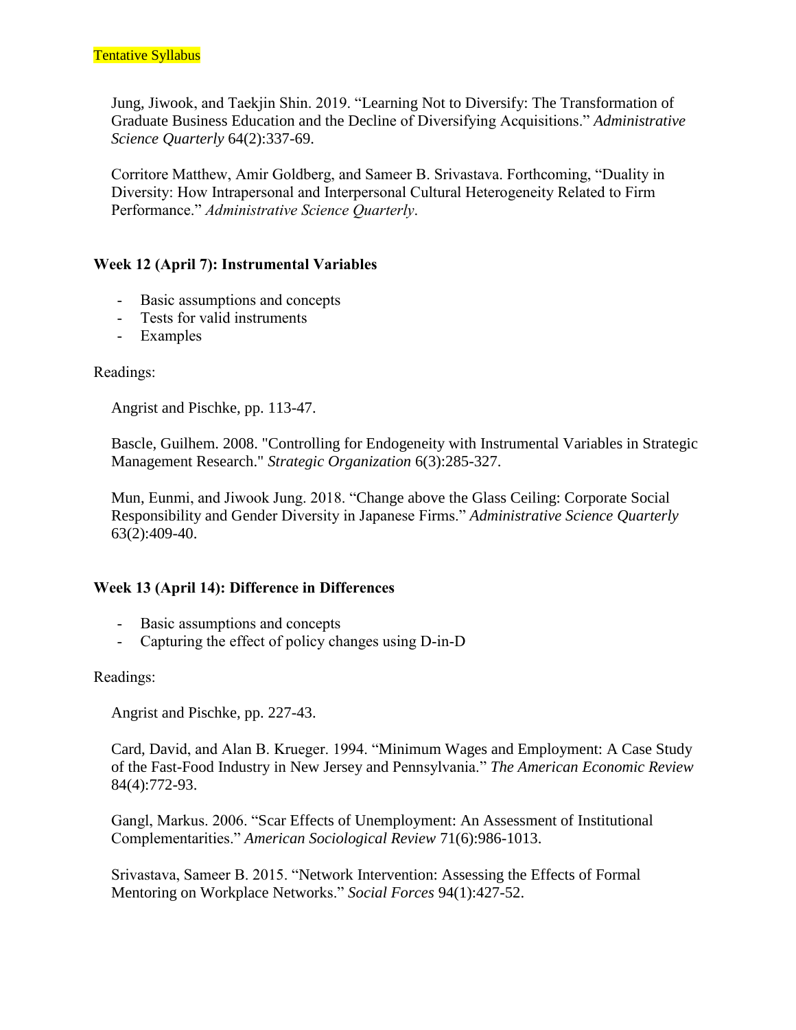Jung, Jiwook, and Taekjin Shin. 2019. "Learning Not to Diversify: The Transformation of Graduate Business Education and the Decline of Diversifying Acquisitions." *Administrative Science Quarterly* 64(2):337-69.

Corritore Matthew, Amir Goldberg, and Sameer B. Srivastava. Forthcoming, "Duality in Diversity: How Intrapersonal and Interpersonal Cultural Heterogeneity Related to Firm Performance." *Administrative Science Quarterly*.

### Week 12 (April 7): Instrumental Variables

- Basic assumptions and concepts
- Tests for valid instruments
- Examples

Readings:

Angrist and Pischke, pp. 113-47.

Bascle, Guilhem. 2008. "Controlling for Endogeneity with Instrumental Variables in Strategic Management Research." *Strategic Organization* 6(3):285-327.

Mun, Eunmi, and Jiwook Jung. 2018. "Change above the Glass Ceiling: Corporate Social Responsibility and Gender Diversity in Japanese Firms." *Administrative Science Quarterly* 63(2):409-40.

### Week 13 (April 14): Difference in Differences

- Basic assumptions and concepts
- Capturing the effect of policy changes using D-in-D

Readings:

Angrist and Pischke, pp. 227-43.

Card, David, and Alan B. Krueger. 1994. "Minimum Wages and Employment: A Case Study of the Fast-Food Industry in New Jersey and Pennsylvania." *The American Economic Review* 84(4):772-93.

Gangl, Markus. 2006. "Scar Effects of Unemployment: An Assessment of Institutional Complementarities." *American Sociological Review* 71(6):986-1013.

Srivastava, Sameer B. 2015. "Network Intervention: Assessing the Effects of Formal Mentoring on Workplace Networks." *Social Forces* 94(1):427-52.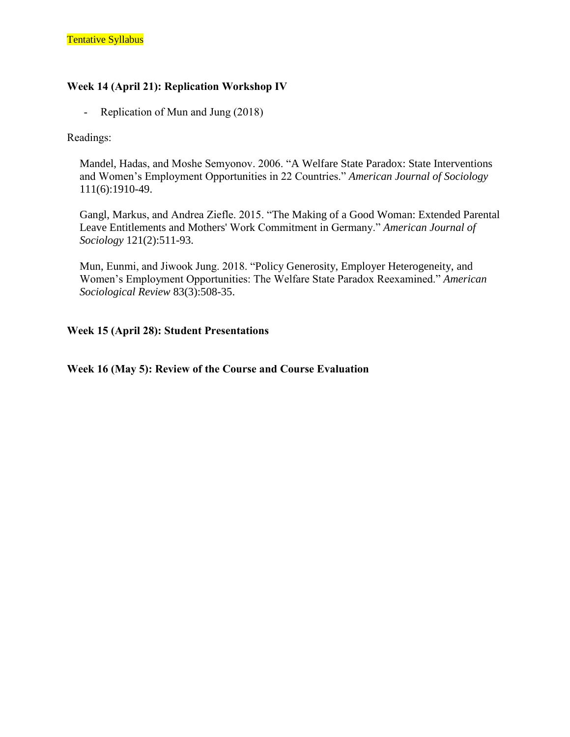Tentative Syllabus

**Week 14 (April 21): Replication Workshop IV**

- Replication of Mun and Jung (2018)

Readings:

Mandel, Hadas, and Moshe Semyonov. 2006. "A Welfare State Paradox: State Interventions and Women's Employment Opportunities in 22 Countries." *American Journal of Sociology* 111(6):1910-49.

Gangl, Markus, and Andrea Ziefle. 2015. "The Making of a Good Woman: Extended Parental Leave Entitlements and Mothers' Work Commitment in Germany." *American Journal of Sociology* 121(2):511-93.

Mun, Eunmi, and Jiwook Jung. 2018. "Policy Generosity, Employer Heterogeneity, and Women's Employment Opportunities: The Welfare State Paradox Reexamined." *American Sociological Review* 83(3):508-35.

**Week 15 (April 28): Student Presentations**

**Week 16 (May 5): Review of the Course and Course Evaluation**